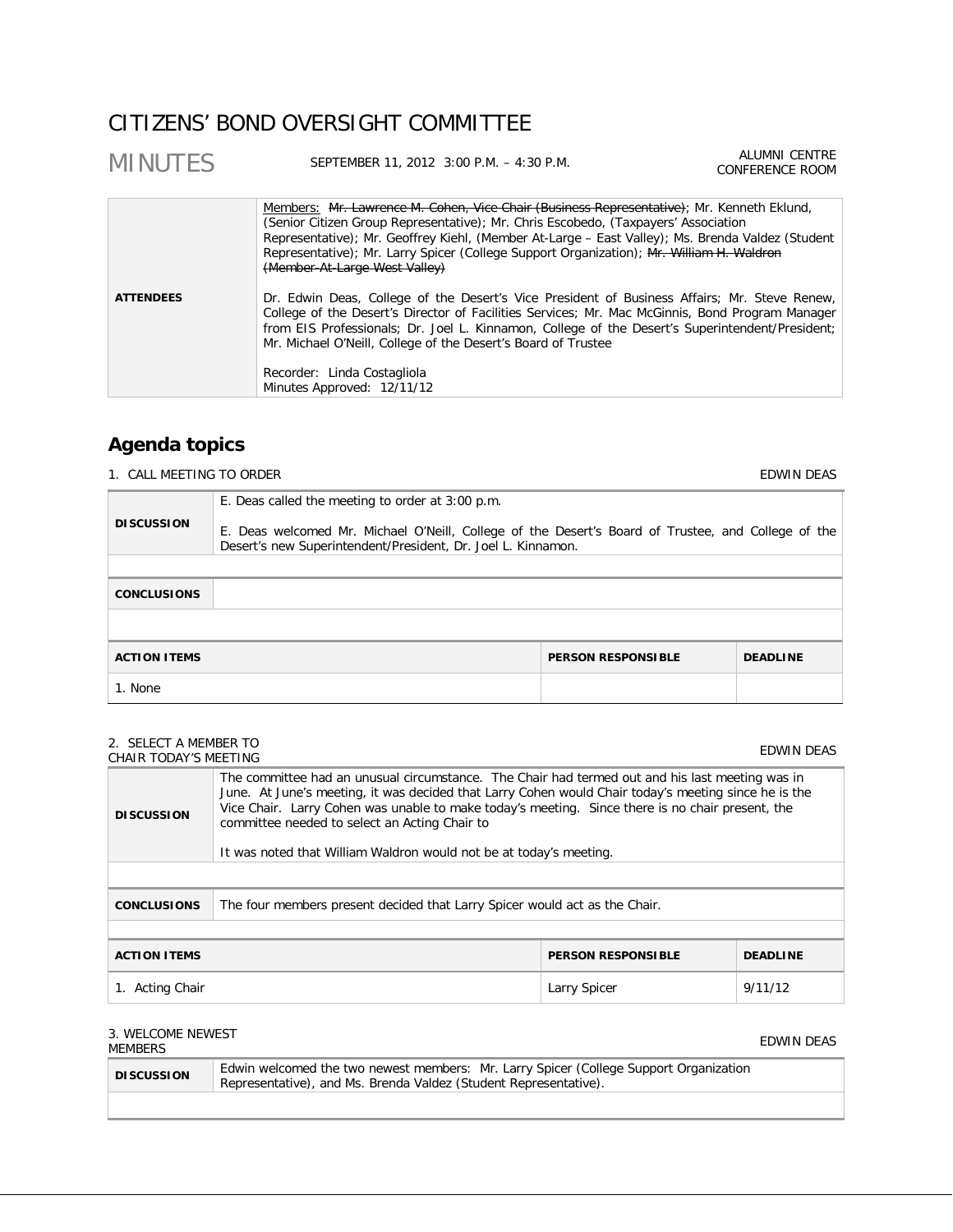# CITIZENS' BOND OVERSIGHT COMMITTEE

## MINUTES

SEPTEMBER 11, 2012 3:00 P.M. – 4:30 P.M.

ALUMNI CENTRE CONFERENCE ROOM

| | |
|---|---|
| **ATTENDEES** | Members: ~~Mr. Lawrence M. Cohen, Vice Chair (Business Representative)~~; Mr. Kenneth Eklund, (Senior Citizen Group Representative); Mr. Chris Escobedo, (Taxpayers' Association Representative); Mr. Geoffrey Kiehl, (Member At-Large – East Valley); Ms. Brenda Valdez (Student Representative); Mr. Larry Spicer (College Support Organization); ~~Mr. William H. Waldron (Member-At-Large West Valley)~~<br><br>Dr. Edwin Deas, College of the Desert's Vice President of Business Affairs; Mr. Steve Renew, College of the Desert's Director of Facilities Services; Mr. Mac McGinnis, Bond Program Manager from EIS Professionals; Dr. Joel L. Kinnamon, College of the Desert's Superintendent/President; Mr. Michael O'Neill, College of the Desert's Board of Trustee<br><br>Recorder: Linda Costagliola<br>Minutes Approved: 12/11/12 |

## Agenda topics

### 1. CALL MEETING TO ORDER — EDWIN DEAS

| | |
|---|---|
| **DISCUSSION** | E. Deas called the meeting to order at 3:00 p.m.<br><br>E. Deas welcomed Mr. Michael O'Neill, College of the Desert's Board of Trustee, and College of the Desert's new Superintendent/President, Dr. Joel L. Kinnamon. |
| **CONCLUSIONS** | |

| ACTION ITEMS | PERSON RESPONSIBLE | DEADLINE |
|---|---|---|
| 1. None | | |

### 2. SELECT A MEMBER TO CHAIR TODAY'S MEETING — EDWIN DEAS

| | |
|---|---|
| **DISCUSSION** | The committee had an unusual circumstance. The Chair had termed out and his last meeting was in June. At June's meeting, it was decided that Larry Cohen would Chair today's meeting since he is the Vice Chair. Larry Cohen was unable to make today's meeting. Since there is no chair present, the committee needed to select an Acting Chair to<br><br>It was noted that William Waldron would not be at today's meeting. |
| **CONCLUSIONS** | The four members present decided that Larry Spicer would act as the Chair. |

| ACTION ITEMS | PERSON RESPONSIBLE | DEADLINE |
|---|---|---|
| 1. Acting Chair | Larry Spicer | 9/11/12 |

### 3. WELCOME NEWEST MEMBERS — EDWIN DEAS

| | |
|---|---|
| **DISCUSSION** | Edwin welcomed the two newest members: Mr. Larry Spicer (College Support Organization Representative), and Ms. Brenda Valdez (Student Representative). |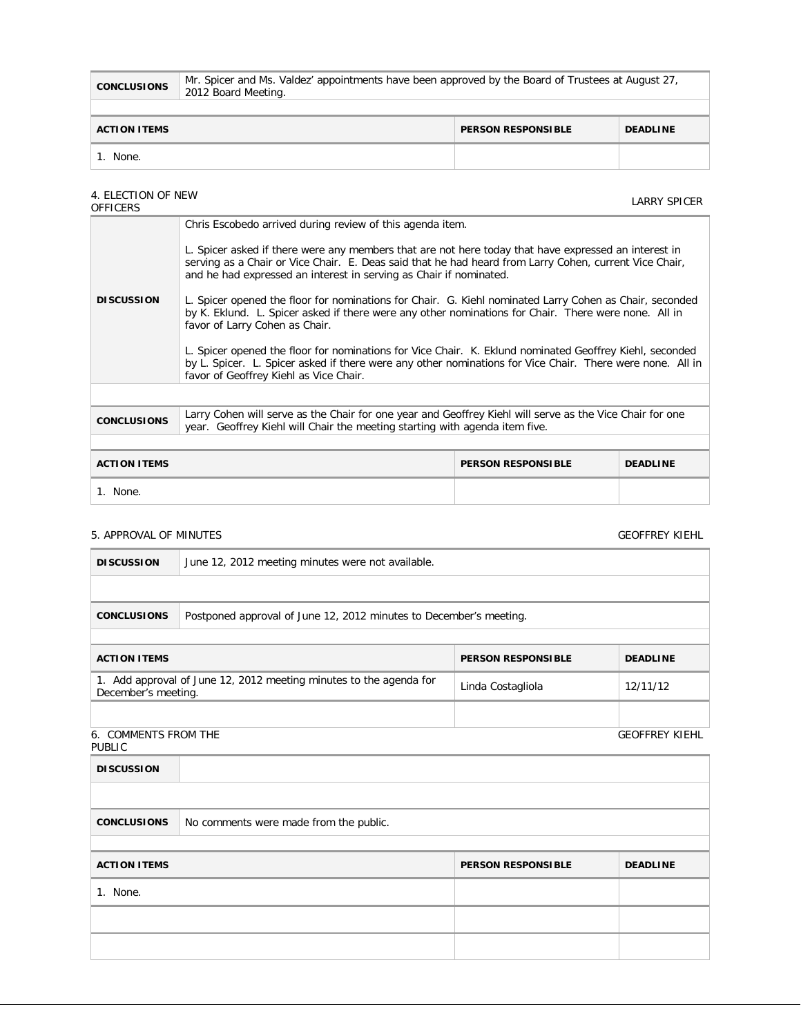| CONCLUSIONS | Mr. Spicer and Ms. Valdez' appointments have been approved by the Board of Trustees at August 27, 2012 Board Meeting. |
|---|---|

| ACTION ITEMS | PERSON RESPONSIBLE | DEADLINE |
|---|---|---|
| 1. None. | | |

## 4. ELECTION OF NEW OFFICERS

LARRY SPICER

| DISCUSSION | Chris Escobedo arrived during review of this agenda item.<br><br>L. Spicer asked if there were any members that are not here today that have expressed an interest in serving as a Chair or Vice Chair. E. Deas said that he had heard from Larry Cohen, current Vice Chair, and he had expressed an interest in serving as Chair if nominated.<br><br>L. Spicer opened the floor for nominations for Chair. G. Kiehl nominated Larry Cohen as Chair, seconded by K. Eklund. L. Spicer asked if there were any other nominations for Chair. There were none. All in favor of Larry Cohen as Chair.<br><br>L. Spicer opened the floor for nominations for Vice Chair. K. Eklund nominated Geoffrey Kiehl, seconded by L. Spicer. L. Spicer asked if there were any other nominations for Vice Chair. There were none. All in favor of Geoffrey Kiehl as Vice Chair. |
|---|---|
| CONCLUSIONS | Larry Cohen will serve as the Chair for one year and Geoffrey Kiehl will serve as the Vice Chair for one year. Geoffrey Kiehl will Chair the meeting starting with agenda item five. |

| ACTION ITEMS | PERSON RESPONSIBLE | DEADLINE |
|---|---|---|
| 1. None. | | |

## 5. APPROVAL OF MINUTES

GEOFFREY KIEHL

| DISCUSSION | June 12, 2012 meeting minutes were not available. |
|---|---|
| CONCLUSIONS | Postponed approval of June 12, 2012 minutes to December's meeting. |

| ACTION ITEMS | PERSON RESPONSIBLE | DEADLINE |
|---|---|---|
| 1. Add approval of June 12, 2012 meeting minutes to the agenda for December's meeting. | Linda Costagliola | 12/11/12 |
| | | |

## 6. COMMENTS FROM THE PUBLIC

GEOFFREY KIEHL

| DISCUSSION | |
|---|---|
| CONCLUSIONS | No comments were made from the public. |

| ACTION ITEMS | PERSON RESPONSIBLE | DEADLINE |
|---|---|---|
| 1. None. | | |
| | | |
| | | |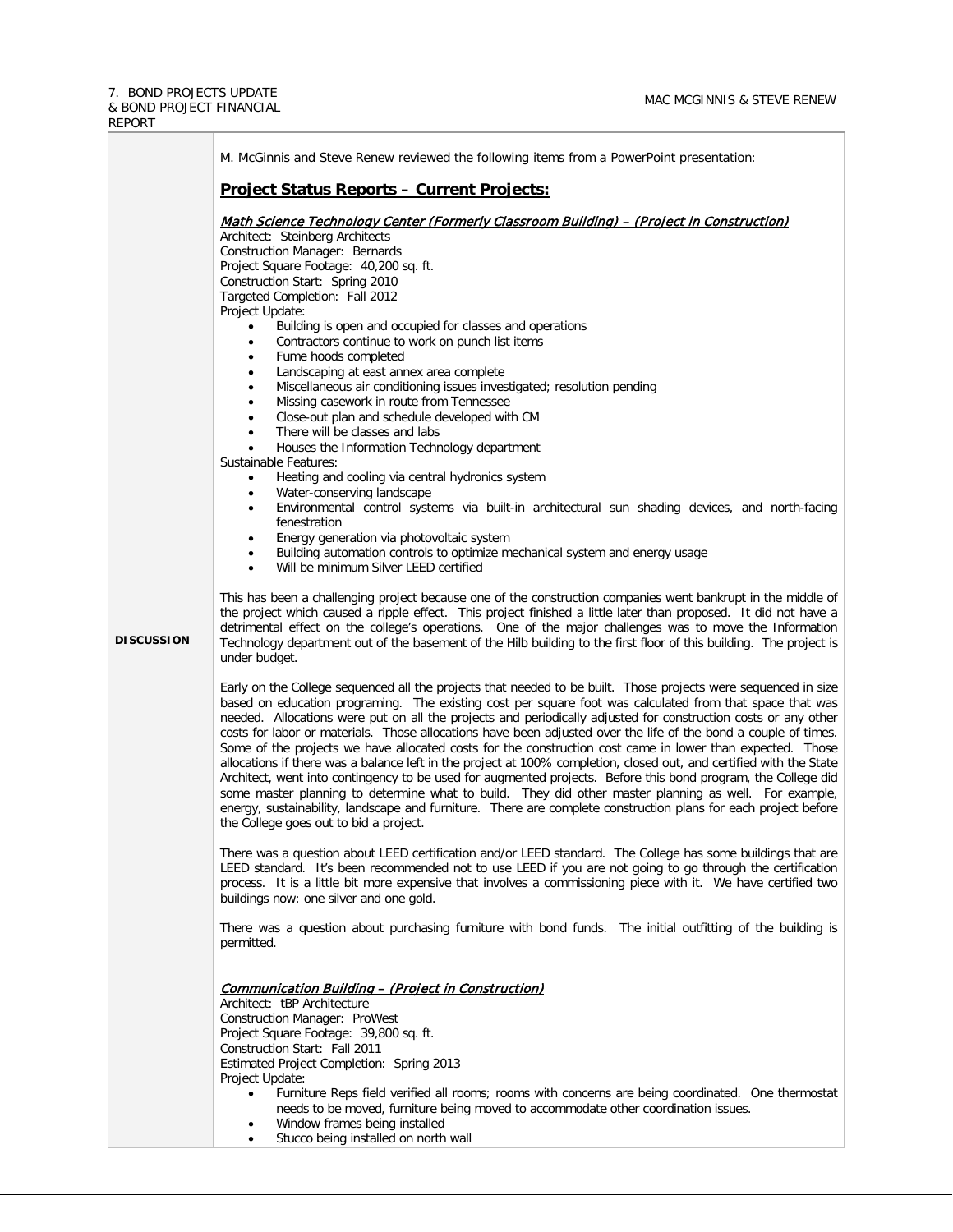7. BOND PROJECTS UPDATE & BOND PROJECT FINANCIAL REPORT

MAC MCGINNIS & STEVE RENEW

**DISCUSSION**

M. McGinnis and Steve Renew reviewed the following items from a PowerPoint presentation:

## Project Status Reports – Current Projects:

### *Math Science Technology Center (Formerly Classroom Building) – (Project in Construction)*

Architect: Steinberg Architects
Construction Manager: Bernards
Project Square Footage: 40,200 sq. ft.
Construction Start: Spring 2010
Targeted Completion: Fall 2012
Project Update:

- Building is open and occupied for classes and operations
- Contractors continue to work on punch list items
- Fume hoods completed
- Landscaping at east annex area complete
- Miscellaneous air conditioning issues investigated; resolution pending
- Missing casework in route from Tennessee
- Close-out plan and schedule developed with CM
- There will be classes and labs
- Houses the Information Technology department

Sustainable Features:

- Heating and cooling via central hydronics system
- Water-conserving landscape
- Environmental control systems via built-in architectural sun shading devices, and north-facing fenestration
- Energy generation via photovoltaic system
- Building automation controls to optimize mechanical system and energy usage
- Will be minimum Silver LEED certified

This has been a challenging project because one of the construction companies went bankrupt in the middle of the project which caused a ripple effect. This project finished a little later than proposed. It did not have a detrimental effect on the college's operations. One of the major challenges was to move the Information Technology department out of the basement of the Hilb building to the first floor of this building. The project is under budget.

Early on the College sequenced all the projects that needed to be built. Those projects were sequenced in size based on education programing. The existing cost per square foot was calculated from that space that was needed. Allocations were put on all the projects and periodically adjusted for construction costs or any other costs for labor or materials. Those allocations have been adjusted over the life of the bond a couple of times. Some of the projects we have allocated costs for the construction cost came in lower than expected. Those allocations if there was a balance left in the project at 100% completion, closed out, and certified with the State Architect, went into contingency to be used for augmented projects. Before this bond program, the College did some master planning to determine what to build. They did other master planning as well. For example, energy, sustainability, landscape and furniture. There are complete construction plans for each project before the College goes out to bid a project.

There was a question about LEED certification and/or LEED standard. The College has some buildings that are LEED standard. It's been recommended not to use LEED if you are not going to go through the certification process. It is a little bit more expensive that involves a commissioning piece with it. We have certified two buildings now: one silver and one gold.

There was a question about purchasing furniture with bond funds. The initial outfitting of the building is permitted.

### *Communication Building – (Project in Construction)*

Architect: tBP Architecture
Construction Manager: ProWest
Project Square Footage: 39,800 sq. ft.
Construction Start: Fall 2011
Estimated Project Completion: Spring 2013
Project Update:

- Furniture Reps field verified all rooms; rooms with concerns are being coordinated. One thermostat needs to be moved, furniture being moved to accommodate other coordination issues.
- Window frames being installed
- Stucco being installed on north wall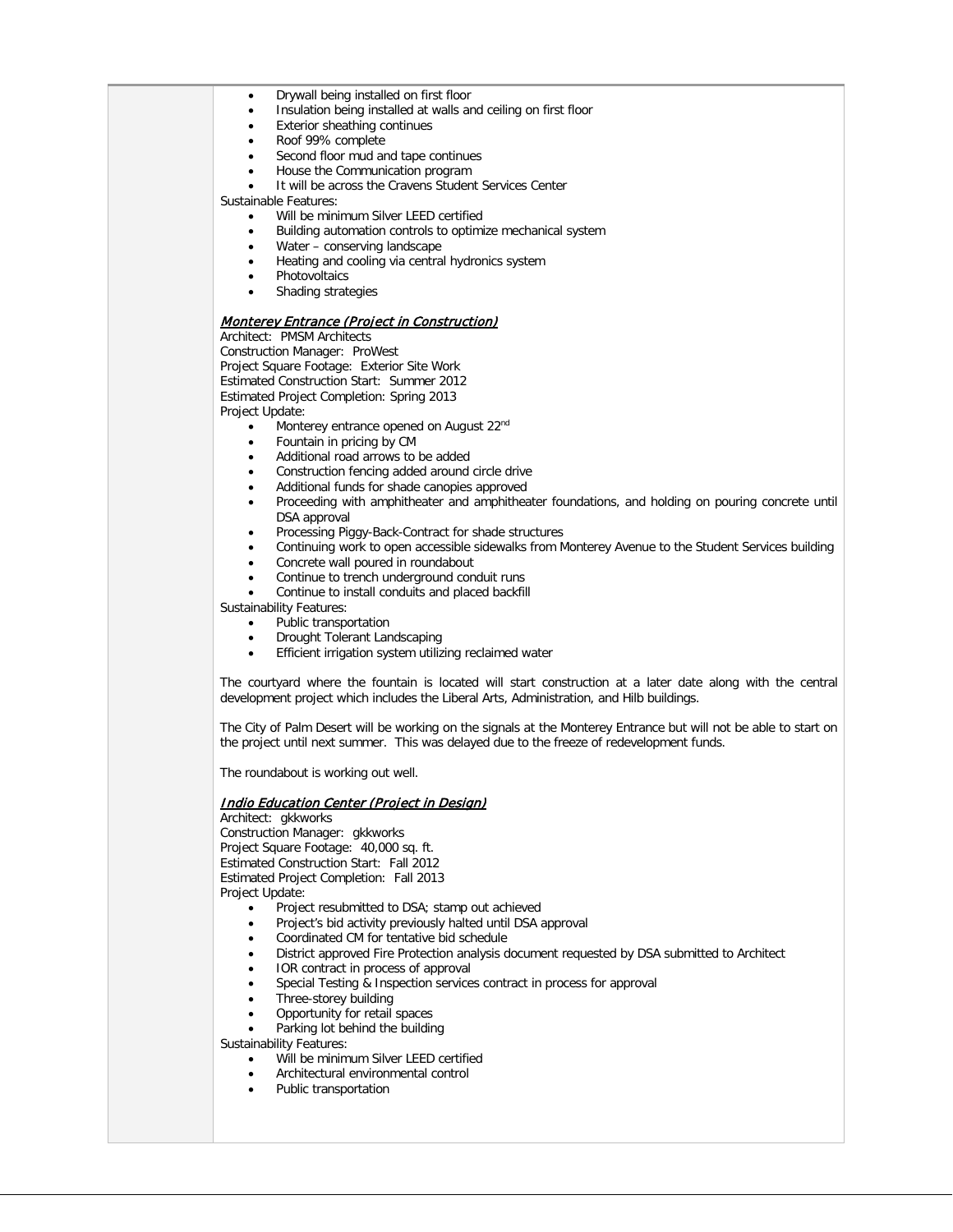- Drywall being installed on first floor
- Insulation being installed at walls and ceiling on first floor
- Exterior sheathing continues
- Roof 99% complete
- Second floor mud and tape continues
- House the Communication program
- It will be across the Cravens Student Services Center

Sustainable Features:

- Will be minimum Silver LEED certified
- Building automation controls to optimize mechanical system
- Water – conserving landscape
- Heating and cooling via central hydronics system
- Photovoltaics
- Shading strategies

***Monterey Entrance (Project in Construction)***

Architect: PMSM Architects
Construction Manager: ProWest
Project Square Footage: Exterior Site Work
Estimated Construction Start: Summer 2012
Estimated Project Completion: Spring 2013
Project Update:

- Monterey entrance opened on August 22nd
- Fountain in pricing by CM
- Additional road arrows to be added
- Construction fencing added around circle drive
- Additional funds for shade canopies approved
- Proceeding with amphitheater and amphitheater foundations, and holding on pouring concrete until DSA approval
- Processing Piggy-Back-Contract for shade structures
- Continuing work to open accessible sidewalks from Monterey Avenue to the Student Services building
- Concrete wall poured in roundabout
- Continue to trench underground conduit runs
- Continue to install conduits and placed backfill

Sustainability Features:

- Public transportation
- Drought Tolerant Landscaping
- Efficient irrigation system utilizing reclaimed water

The courtyard where the fountain is located will start construction at a later date along with the central development project which includes the Liberal Arts, Administration, and Hilb buildings.

The City of Palm Desert will be working on the signals at the Monterey Entrance but will not be able to start on the project until next summer. This was delayed due to the freeze of redevelopment funds.

The roundabout is working out well.

***Indio Education Center (Project in Design)***

Architect: gkkworks
Construction Manager: gkkworks
Project Square Footage: 40,000 sq. ft.
Estimated Construction Start: Fall 2012
Estimated Project Completion: Fall 2013
Project Update:

- Project resubmitted to DSA; stamp out achieved
- Project's bid activity previously halted until DSA approval
- Coordinated CM for tentative bid schedule
- District approved Fire Protection analysis document requested by DSA submitted to Architect
- IOR contract in process of approval
- Special Testing & Inspection services contract in process for approval
- Three-storey building
- Opportunity for retail spaces
- Parking lot behind the building

Sustainability Features:

- Will be minimum Silver LEED certified
- Architectural environmental control
- Public transportation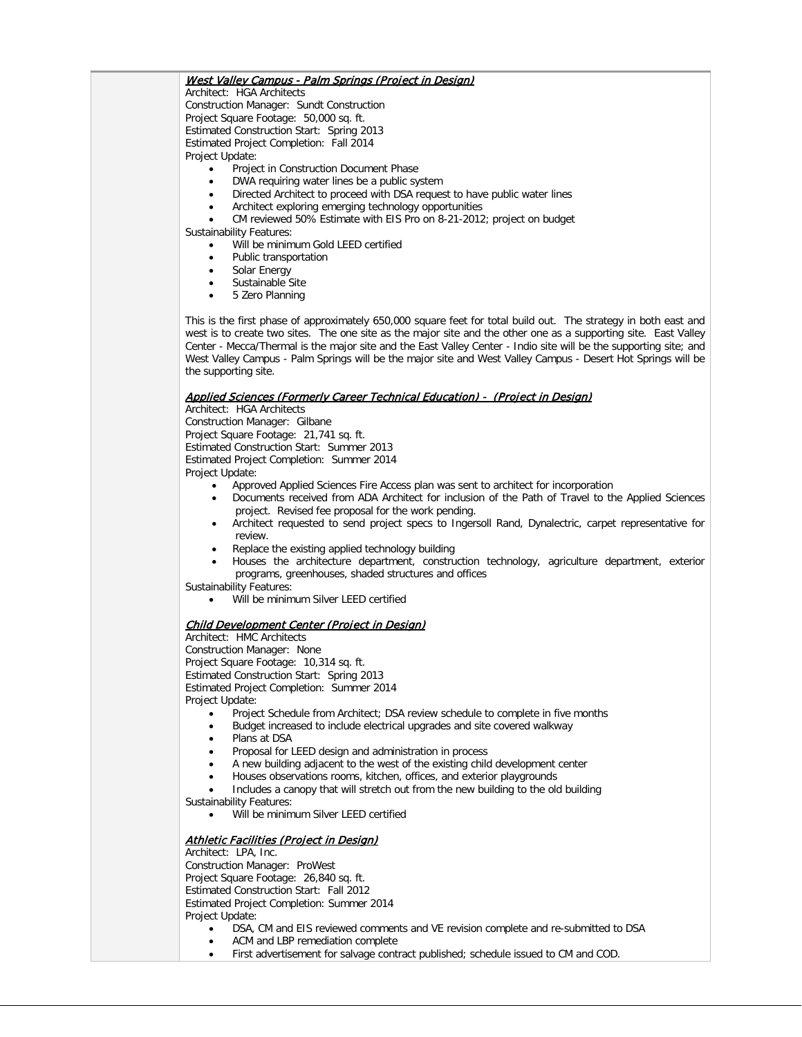***West Valley Campus - Palm Springs (Project in Design)***

Architect: HGA Architects
Construction Manager: Sundt Construction
Project Square Footage: 50,000 sq. ft.
Estimated Construction Start: Spring 2013
Estimated Project Completion: Fall 2014
Project Update:

- Project in Construction Document Phase
- DWA requiring water lines be a public system
- Directed Architect to proceed with DSA request to have public water lines
- Architect exploring emerging technology opportunities
- CM reviewed 50% Estimate with EIS Pro on 8-21-2012; project on budget

Sustainability Features:

- Will be minimum Gold LEED certified
- Public transportation
- Solar Energy
- Sustainable Site
- 5 Zero Planning

This is the first phase of approximately 650,000 square feet for total build out. The strategy in both east and west is to create two sites. The one site as the major site and the other one as a supporting site. East Valley Center - Mecca/Thermal is the major site and the East Valley Center - Indio site will be the supporting site; and West Valley Campus - Palm Springs will be the major site and West Valley Campus - Desert Hot Springs will be the supporting site.

***Applied Sciences (Formerly Career Technical Education) - (Project in Design)***

Architect: HGA Architects
Construction Manager: Gilbane
Project Square Footage: 21,741 sq. ft.
Estimated Construction Start: Summer 2013
Estimated Project Completion: Summer 2014
Project Update:

- Approved Applied Sciences Fire Access plan was sent to architect for incorporation
- Documents received from ADA Architect for inclusion of the Path of Travel to the Applied Sciences project. Revised fee proposal for the work pending.
- Architect requested to send project specs to Ingersoll Rand, Dynalectric, carpet representative for review.
- Replace the existing applied technology building
- Houses the architecture department, construction technology, agriculture department, exterior programs, greenhouses, shaded structures and offices

Sustainability Features:

- Will be minimum Silver LEED certified

***Child Development Center (Project in Design)***

Architect: HMC Architects
Construction Manager: None
Project Square Footage: 10,314 sq. ft.
Estimated Construction Start: Spring 2013
Estimated Project Completion: Summer 2014
Project Update:

- Project Schedule from Architect; DSA review schedule to complete in five months
- Budget increased to include electrical upgrades and site covered walkway
- Plans at DSA
- Proposal for LEED design and administration in process
- A new building adjacent to the west of the existing child development center
- Houses observations rooms, kitchen, offices, and exterior playgrounds
- Includes a canopy that will stretch out from the new building to the old building

Sustainability Features:

- Will be minimum Silver LEED certified

***Athletic Facilities (Project in Design)***

Architect: LPA, Inc.
Construction Manager: ProWest
Project Square Footage: 26,840 sq. ft.
Estimated Construction Start: Fall 2012
Estimated Project Completion: Summer 2014
Project Update:

- DSA, CM and EIS reviewed comments and VE revision complete and re-submitted to DSA
- ACM and LBP remediation complete
- First advertisement for salvage contract published; schedule issued to CM and COD.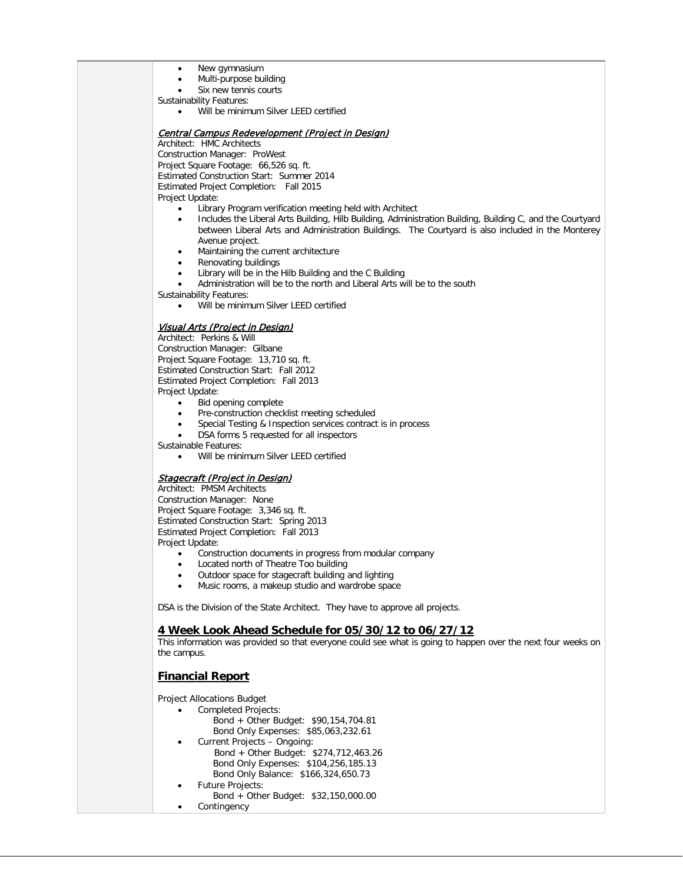- New gymnasium
- Multi-purpose building
- Six new tennis courts

Sustainability Features:

- Will be minimum Silver LEED certified

*Central Campus Redevelopment (Project in Design)*

Architect: HMC Architects
Construction Manager: ProWest
Project Square Footage: 66,526 sq. ft.
Estimated Construction Start: Summer 2014
Estimated Project Completion: Fall 2015
Project Update:

- Library Program verification meeting held with Architect
- Includes the Liberal Arts Building, Hilb Building, Administration Building, Building C, and the Courtyard between Liberal Arts and Administration Buildings. The Courtyard is also included in the Monterey Avenue project.
- Maintaining the current architecture
- Renovating buildings
- Library will be in the Hilb Building and the C Building
- Administration will be to the north and Liberal Arts will be to the south

Sustainability Features:

- Will be minimum Silver LEED certified

*Visual Arts (Project in Design)*

Architect: Perkins & Will
Construction Manager: Gilbane
Project Square Footage: 13,710 sq. ft.
Estimated Construction Start: Fall 2012
Estimated Project Completion: Fall 2013
Project Update:

- Bid opening complete
- Pre-construction checklist meeting scheduled
- Special Testing & Inspection services contract is in process
- DSA forms 5 requested for all inspectors

Sustainable Features:

- Will be minimum Silver LEED certified

*Stagecraft (Project in Design)*

Architect: PMSM Architects
Construction Manager: None
Project Square Footage: 3,346 sq. ft.
Estimated Construction Start: Spring 2013
Estimated Project Completion: Fall 2013
Project Update:

- Construction documents in progress from modular company
- Located north of Theatre Too building
- Outdoor space for stagecraft building and lighting
- Music rooms, a makeup studio and wardrobe space

DSA is the Division of the State Architect. They have to approve all projects.

## 4 Week Look Ahead Schedule for 05/30/12 to 06/27/12

This information was provided so that everyone could see what is going to happen over the next four weeks on the campus.

## Financial Report

Project Allocations Budget

- Completed Projects:
  - Bond + Other Budget: $90,154,704.81
  - Bond Only Expenses: $85,063,232.61
- Current Projects – Ongoing:
  - Bond + Other Budget: $274,712,463.26
  - Bond Only Expenses: $104,256,185.13
  - Bond Only Balance: $166,324,650.73
- Future Projects:
  - Bond + Other Budget: $32,150,000.00
- Contingency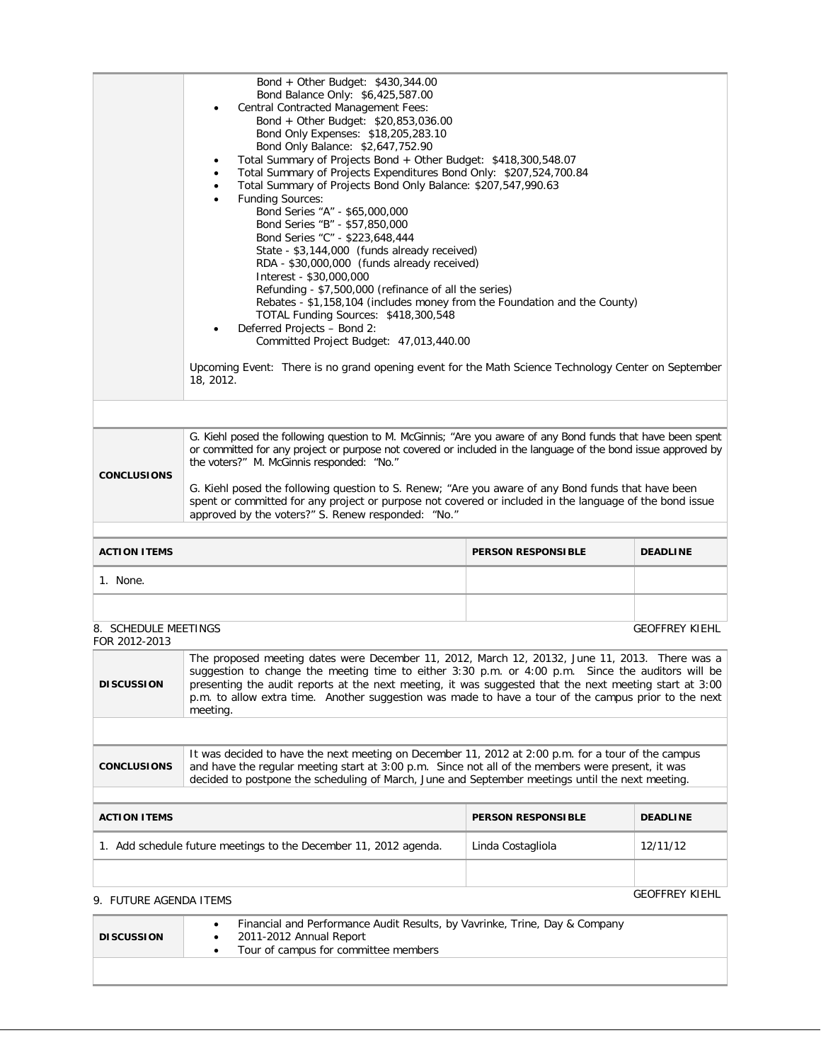| | Bond + Other Budget: $430,344.00<br>Bond Balance Only: $6,425,587.00<br>• Central Contracted Management Fees:<br>Bond + Other Budget: $20,853,036.00<br>Bond Only Expenses: $18,205,283.10<br>Bond Only Balance: $2,647,752.90<br>• Total Summary of Projects Bond + Other Budget: $418,300,548.07<br>• Total Summary of Projects Expenditures Bond Only: $207,524,700.84<br>• Total Summary of Projects Bond Only Balance: $207,547,990.63<br>• Funding Sources:<br>Bond Series "A" - $65,000,000<br>Bond Series "B" - $57,850,000<br>Bond Series "C" - $223,648,444<br>State - $3,144,000 (funds already received)<br>RDA - $30,000,000 (funds already received)<br>Interest - $30,000,000<br>Refunding - $7,500,000 (refinance of all the series)<br>Rebates - $1,158,104 (includes money from the Foundation and the County)<br>TOTAL Funding Sources: $418,300,548<br>• Deferred Projects – Bond 2:<br>Committed Project Budget: 47,013,440.00<br><br>Upcoming Event: There is no grand opening event for the Math Science Technology Center on September 18, 2012. |
|---|---|
| **CONCLUSIONS** | G. Kiehl posed the following question to M. McGinnis; "Are you aware of any Bond funds that have been spent or committed for any project or purpose not covered or included in the language of the bond issue approved by the voters?" M. McGinnis responded: "No."<br><br>G. Kiehl posed the following question to S. Renew; "Are you aware of any Bond funds that have been spent or committed for any project or purpose not covered or included in the language of the bond issue approved by the voters?" S. Renew responded: "No." |

| ACTION ITEMS | PERSON RESPONSIBLE | DEADLINE |
|---|---|---|
| 1. None. | | |

8. SCHEDULE MEETINGS FOR 2012-2013 — GEOFFREY KIEHL

| | |
|---|---|
| **DISCUSSION** | The proposed meeting dates were December 11, 2012, March 12, 20132, June 11, 2013. There was a suggestion to change the meeting time to either 3:30 p.m. or 4:00 p.m. Since the auditors will be presenting the audit reports at the next meeting, it was suggested that the next meeting start at 3:00 p.m. to allow extra time. Another suggestion was made to have a tour of the campus prior to the next meeting. |
| **CONCLUSIONS** | It was decided to have the next meeting on December 11, 2012 at 2:00 p.m. for a tour of the campus and have the regular meeting start at 3:00 p.m. Since not all of the members were present, it was decided to postpone the scheduling of March, June and September meetings until the next meeting. |

| ACTION ITEMS | PERSON RESPONSIBLE | DEADLINE |
|---|---|---|
| 1. Add schedule future meetings to the December 11, 2012 agenda. | Linda Costagliola | 12/11/12 |

9. FUTURE AGENDA ITEMS — GEOFFREY KIEHL

| | |
|---|---|
| **DISCUSSION** | • Financial and Performance Audit Results, by Vavrinke, Trine, Day & Company<br>• 2011-2012 Annual Report<br>• Tour of campus for committee members |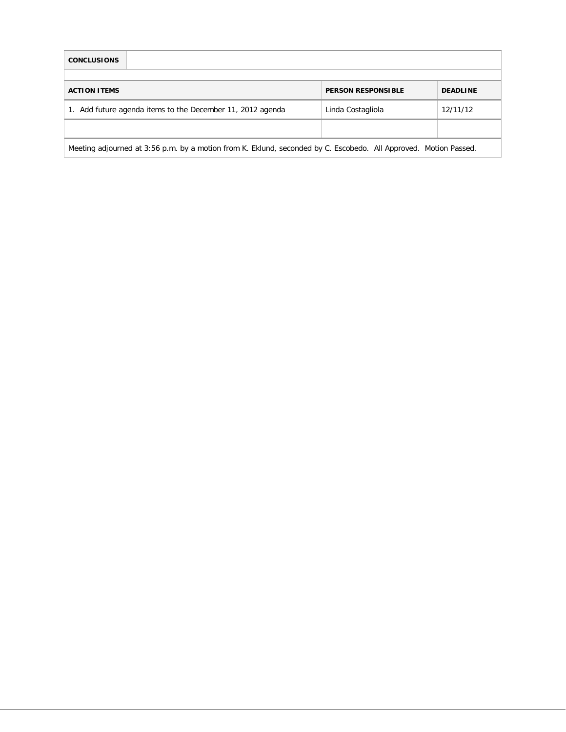| CONCLUSIONS | |
|---|---|
| | |

| ACTION ITEMS | PERSON RESPONSIBLE | DEADLINE |
|---|---|---|
| 1. Add future agenda items to the December 11, 2012 agenda | Linda Costagliola | 12/11/12 |
| | | |

Meeting adjourned at 3:56 p.m. by a motion from K. Eklund, seconded by C. Escobedo. All Approved. Motion Passed.